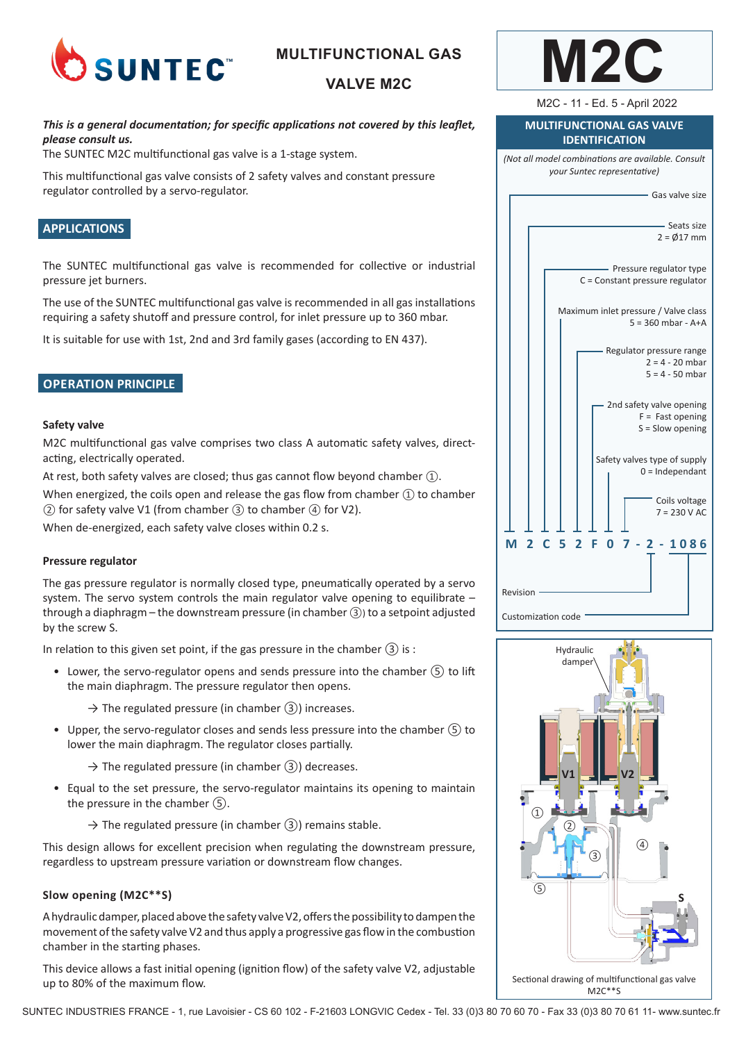# MULTIFUNCTIONAL GAS VALVE M2C

# M2C

M2C - 11 - Ed. 5 - April 2022

***This is a general documentation; for specific applications not covered by this leaflet, please consult us.***

The SUNTEC M2C multifunctional gas valve is a 1-stage system.

This multifunctional gas valve consists of 2 safety valves and constant pressure regulator controlled by a servo-regulator.

## APPLICATIONS

The SUNTEC multifunctional gas valve is recommended for collective or industrial pressure jet burners.

The use of the SUNTEC multifunctional gas valve is recommended in all gas installations requiring a safety shutoff and pressure control, for inlet pressure up to 360 mbar.

It is suitable for use with 1st, 2nd and 3rd family gases (according to EN 437).

## OPERATION PRINCIPLE

### Safety valve

M2C multifunctional gas valve comprises two class A automatic safety valves, direct-acting, electrically operated.

At rest, both safety valves are closed; thus gas cannot flow beyond chamber ①.

When energized, the coils open and release the gas flow from chamber ① to chamber ② for safety valve V1 (from chamber ③ to chamber ④ for V2).

When de-energized, each safety valve closes within 0.2 s.

### Pressure regulator

The gas pressure regulator is normally closed type, pneumatically operated by a servo system. The servo system controls the main regulator valve opening to equilibrate – through a diaphragm – the downstream pressure (in chamber ③) to a setpoint adjusted by the screw S.

In relation to this given set point, if the gas pressure in the chamber ③ is :

- Lower, the servo-regulator opens and sends pressure into the chamber ⑤ to lift the main diaphragm. The pressure regulator then opens.

  → The regulated pressure (in chamber ③) increases.

- Upper, the servo-regulator closes and sends less pressure into the chamber ⑤ to lower the main diaphragm. The regulator closes partially.

  → The regulated pressure (in chamber ③) decreases.

- Equal to the set pressure, the servo-regulator maintains its opening to maintain the pressure in the chamber ⑤.

  → The regulated pressure (in chamber ③) remains stable.

This design allows for excellent precision when regulating the downstream pressure, regardless to upstream pressure variation or downstream flow changes.

### Slow opening (M2C**S)

A hydraulic damper, placed above the safety valve V2, offers the possibility to dampen the movement of the safety valve V2 and thus apply a progressive gas flow in the combustion chamber in the starting phases.

This device allows a fast initial opening (ignition flow) of the safety valve V2, adjustable up to 80% of the maximum flow.

## MULTIFUNCTIONAL GAS VALVE IDENTIFICATION

*(Not all model combinations are available. Consult your Suntec representative)*

**M 2 C 5 2 F 0 7 - 2 - 1086**

- M: Gas valve size
- 2: Seats size — 2 = Ø17 mm
- C: Pressure regulator type — C = Constant pressure regulator
- 5: Maximum inlet pressure / Valve class — 5 = 360 mbar - A+A
- 2: Regulator pressure range — 2 = 4 - 20 mbar; 5 = 4 - 50 mbar
- F: 2nd safety valve opening — F = Fast opening; S = Slow opening
- 0: Safety valves type of supply — 0 = Independant
- 7: Coils voltage — 7 = 230 V AC
- 2: Revision
- 1086: Customization code

Sectional drawing of multifunctional gas valve M2C**S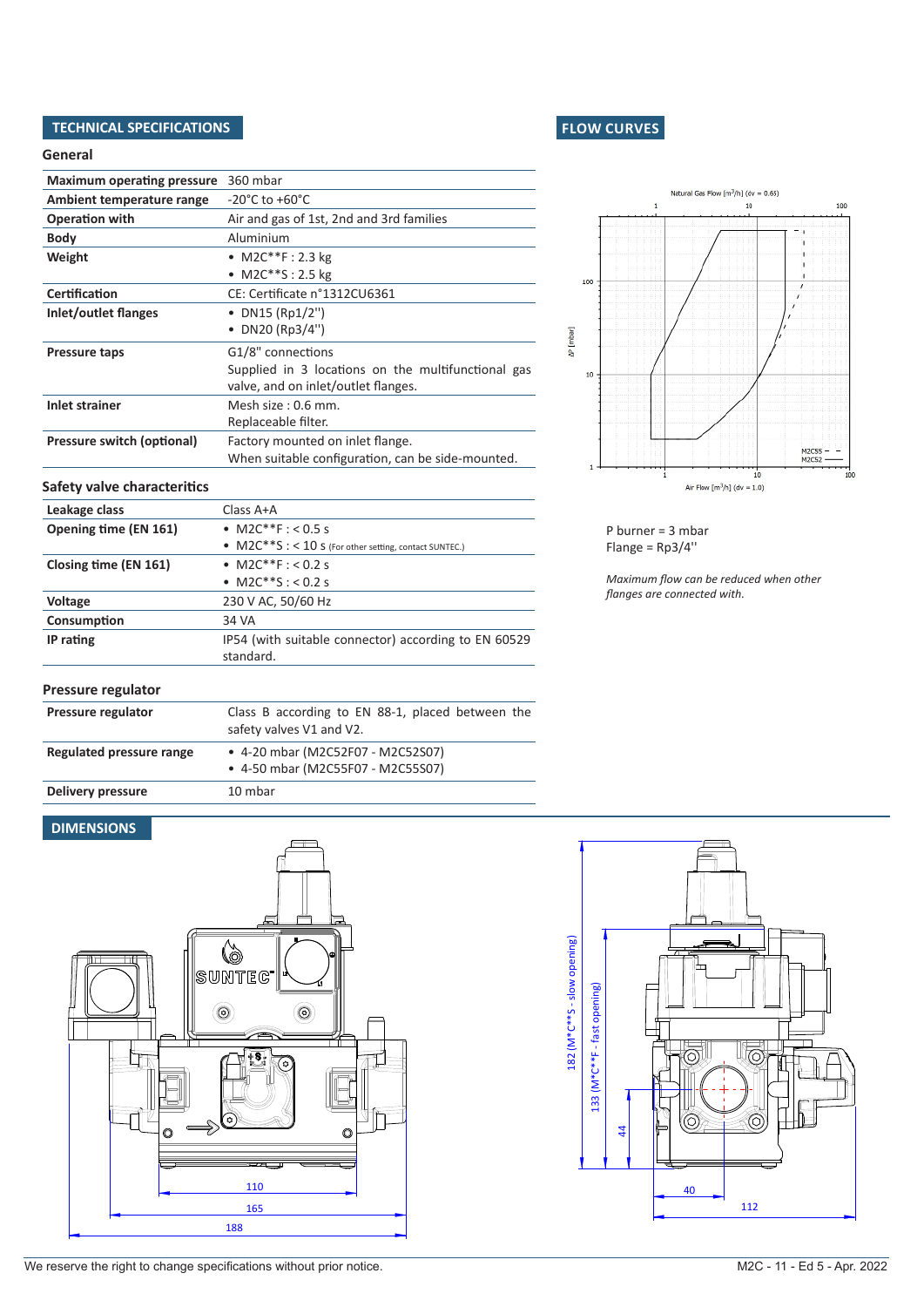## TECHNICAL SPECIFICATIONS

### General

| | |
|---|---|
| **Maximum operating pressure** | 360 mbar |
| **Ambient temperature range** | -20°C to +60°C |
| **Operation with** | Air and gas of 1st, 2nd and 3rd families |
| **Body** | Aluminium |
| **Weight** | • M2C**F : 2.3 kg<br>• M2C**S : 2.5 kg |
| **Certification** | CE: Certificate n°1312CU6361 |
| **Inlet/outlet flanges** | • DN15 (Rp1/2'')<br>• DN20 (Rp3/4'') |
| **Pressure taps** | G1/8" connections<br>Supplied in 3 locations on the multifunctional gas valve, and on inlet/outlet flanges. |
| **Inlet strainer** | Mesh size : 0.6 mm.<br>Replaceable filter. |
| **Pressure switch (optional)** | Factory mounted on inlet flange.<br>When suitable configuration, can be side-mounted. |

### Safety valve characteritics

| | |
|---|---|
| **Leakage class** | Class A+A |
| **Opening time (EN 161)** | • M2C**F : < 0.5 s<br>• M2C**S : < 10 s (For other setting, contact SUNTEC.) |
| **Closing time (EN 161)** | • M2C**F : < 0.2 s<br>• M2C**S : < 0.2 s |
| **Voltage** | 230 V AC, 50/60 Hz |
| **Consumption** | 34 VA |
| **IP rating** | IP54 (with suitable connector) according to EN 60529 standard. |

### Pressure regulator

| | |
|---|---|
| **Pressure regulator** | Class B according to EN 88-1, placed between the safety valves V1 and V2. |
| **Regulated pressure range** | • 4-20 mbar (M2C52F07 - M2C52S07)<br>• 4-50 mbar (M2C55F07 - M2C55S07) |
| **Delivery pressure** | 10 mbar |

## FLOW CURVES

Natural Gas Flow [m³/h] (dv = 0.65)
1
10
100
100
10
1
Δp [mbar]
1
10
100
Air Flow [m³/h] (dv = 1.0)
M2C55
M2C52

P burner = 3 mbar
Flange = Rp3/4''

*Maximum flow can be reduced when other flanges are connected with.*

## DIMENSIONS

110
165
188
182 (M*C**S - slow opening)
133 (M*C**F - fast opening)
44
40
112

We reserve the right to change specifications without prior notice.

M2C - 11 - Ed 5 - Apr. 2022